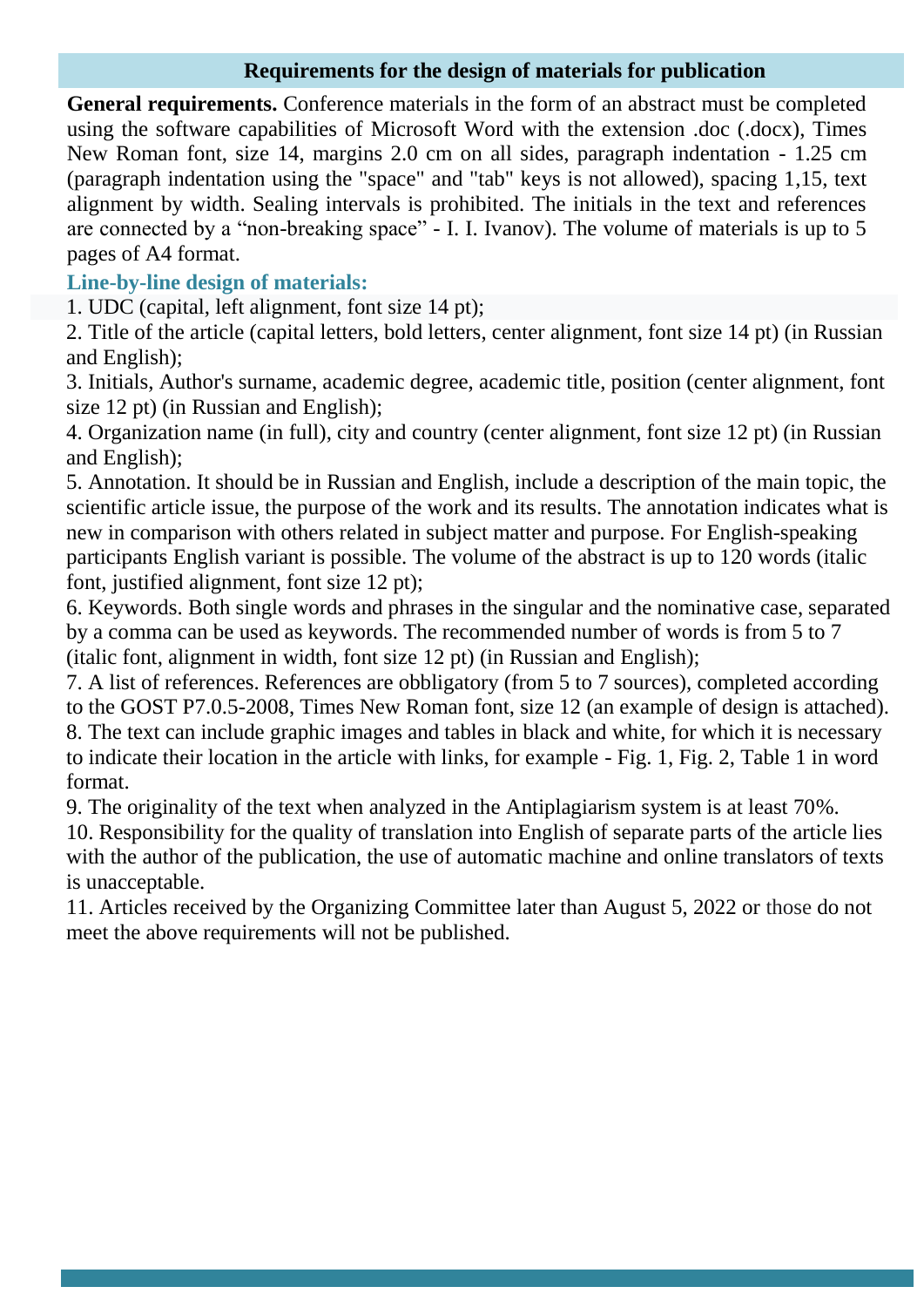## Requirements for the design of materials for publication

**General requirements.** Conference materials in the form of an abstract must be completed using the software capabilities of Microsoft Word with the extension .doc (.docx), Times New Roman font, size 14, margins 2.0 cm on all sides, paragraph indentation - 1.25 cm (paragraph indentation using the "space" and "tab" keys is not allowed), spacing 1,15, text alignment by width. Sealing intervals is prohibited. The initials in the text and references are connected by a "non-breaking space" - I. I. Ivanov). The volume of materials is up to 5 pages of A4 format.

### Line-by-line design of materials:

1. UDC (capital, left alignment, font size 14 pt);
2. Title of the article (capital letters, bold letters, center alignment, font size 14 pt) (in Russian and English);
3. Initials, Author's surname, academic degree, academic title, position (center alignment, font size 12 pt) (in Russian and English);
4. Organization name (in full), city and country (center alignment, font size 12 pt) (in Russian and English);
5. Annotation. It should be in Russian and English, include a description of the main topic, the scientific article issue, the purpose of the work and its results. The annotation indicates what is new in comparison with others related in subject matter and purpose. For English-speaking participants English variant is possible. The volume of the abstract is up to 120 words (italic font, justified alignment, font size 12 pt);
6. Keywords. Both single words and phrases in the singular and the nominative case, separated by a comma can be used as keywords. The recommended number of words is from 5 to 7 (italic font, alignment in width, font size 12 pt) (in Russian and English);
7. A list of references. References are obbligatory (from 5 to 7 sources), completed according to the GOST P7.0.5-2008, Times New Roman font, size 12 (an example of design is attached).
8. The text can include graphic images and tables in black and white, for which it is necessary to indicate their location in the article with links, for example - Fig. 1, Fig. 2, Table 1 in word format.
9. The originality of the text when analyzed in the Antiplagiarism system is at least 70%.
10. Responsibility for the quality of translation into English of separate parts of the article lies with the author of the publication, the use of automatic machine and online translators of texts is unacceptable.
11. Articles received by the Organizing Committee later than August 5, 2022 or those do not meet the above requirements will not be published.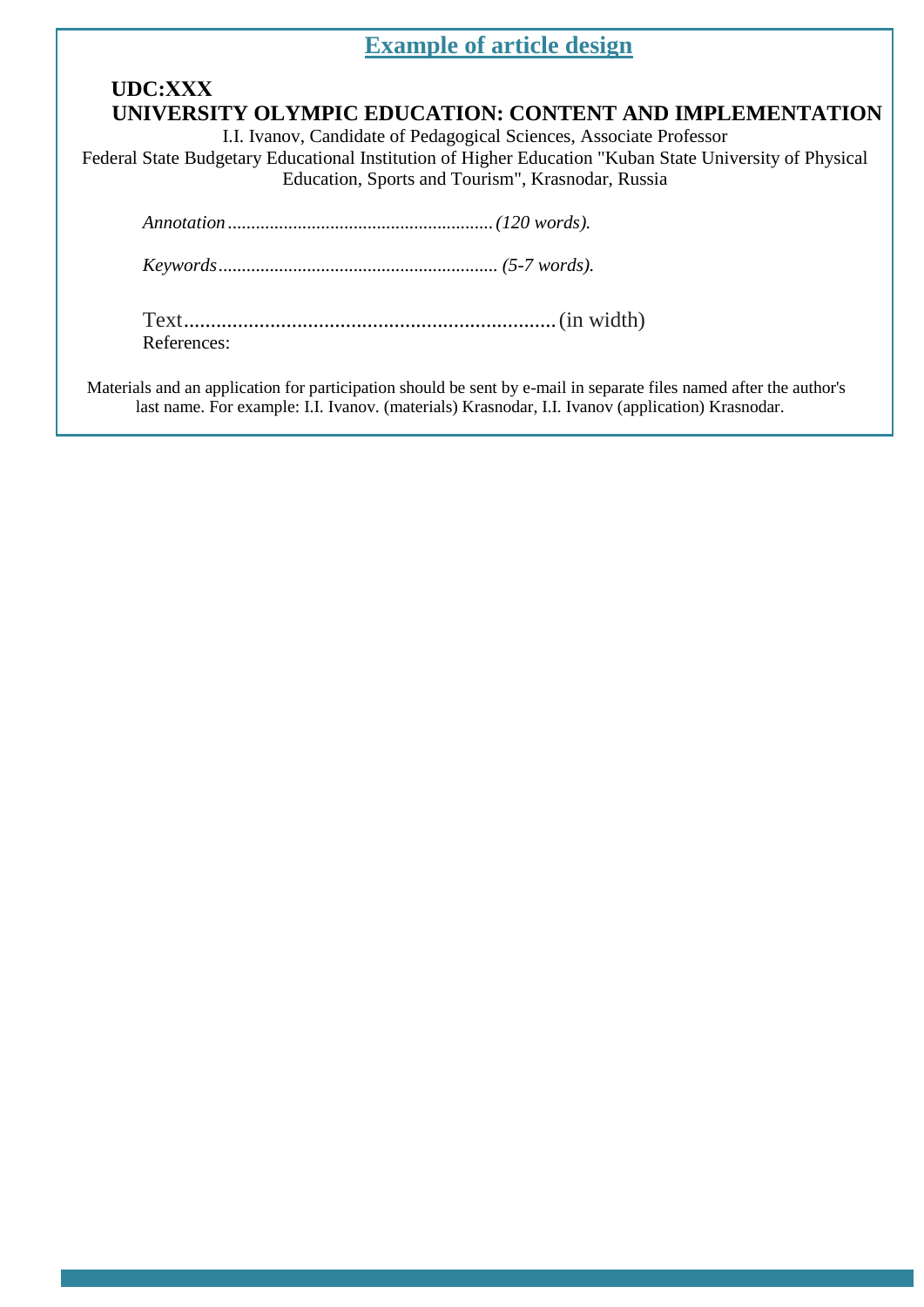## Example of article design

**UDC:XXX**

**UNIVERSITY OLYMPIC EDUCATION: CONTENT AND IMPLEMENTATION**

I.I. Ivanov, Candidate of Pedagogical Sciences, Associate Professor

Federal State Budgetary Educational Institution of Higher Education "Kuban State University of Physical Education, Sports and Tourism", Krasnodar, Russia

*Annotation.........................................................(120 words).*

*Keywords........................................................... (5-7 words).*

Text.....................................................................(in width)

References:

Materials and an application for participation should be sent by e-mail in separate files named after the author's last name. For example: I.I. Ivanov. (materials) Krasnodar, I.I. Ivanov (application) Krasnodar.